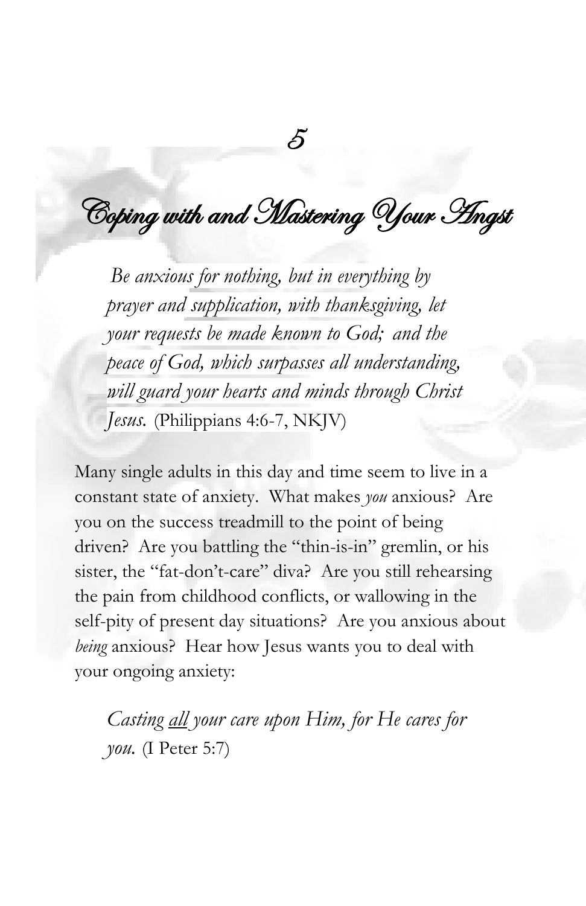# 5

# Coping with and Mastering Your Angst

> *Be anxious for nothing, but in everything by prayer and supplication, with thanksgiving, let your requests be made known to God; and the peace of God, which surpasses all understanding, will guard your hearts and minds through Christ Jesus.* (Philippians 4:6-7, NKJV)

Many single adults in this day and time seem to live in a constant state of anxiety. What makes *you* anxious? Are you on the success treadmill to the point of being driven? Are you battling the "thin-is-in" gremlin, or his sister, the "fat-don't-care" diva? Are you still rehearsing the pain from childhood conflicts, or wallowing in the self-pity of present day situations? Are you anxious about *being* anxious? Hear how Jesus wants you to deal with your ongoing anxiety:

> *Casting <u>all</u> your care upon Him, for He cares for you.* (I Peter 5:7)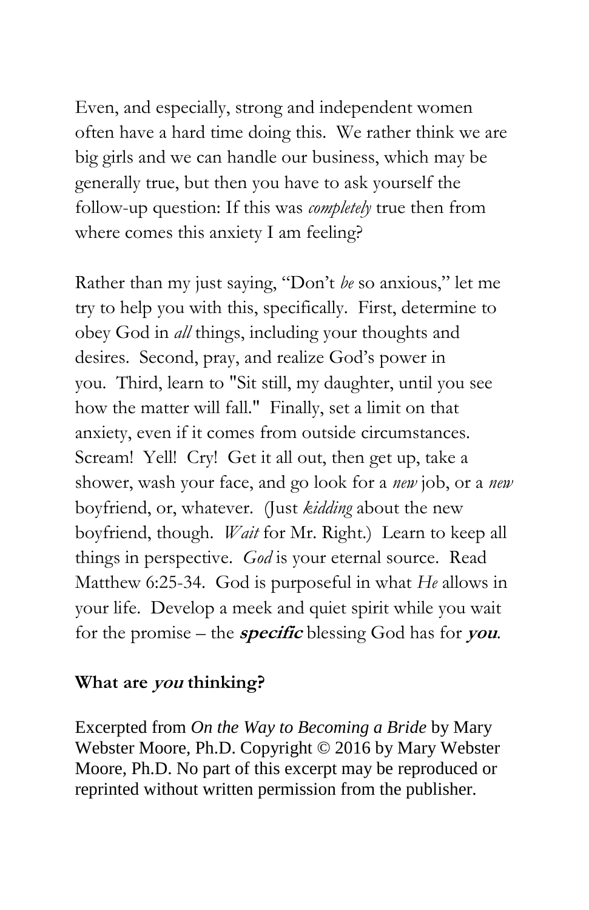Even, and especially, strong and independent women often have a hard time doing this. We rather think we are big girls and we can handle our business, which may be generally true, but then you have to ask yourself the follow-up question: If this was *completely* true then from where comes this anxiety I am feeling?

Rather than my just saying, "Don't *be* so anxious," let me try to help you with this, specifically. First, determine to obey God in *all* things, including your thoughts and desires. Second, pray, and realize God's power in you. Third, learn to "Sit still, my daughter, until you see how the matter will fall." Finally, set a limit on that anxiety, even if it comes from outside circumstances. Scream! Yell! Cry! Get it all out, then get up, take a shower, wash your face, and go look for a *new* job, or a *new* boyfriend, or, whatever. (Just *kidding* about the new boyfriend, though. *Wait* for Mr. Right.) Learn to keep all things in perspective. *God* is your eternal source. Read Matthew 6:25-34. God is purposeful in what *He* allows in your life. Develop a meek and quiet spirit while you wait for the promise – the ***specific*** blessing God has for ***you***.

**What are *you* thinking?**

Excerpted from *On the Way to Becoming a Bride* by Mary Webster Moore, Ph.D. Copyright © 2016 by Mary Webster Moore, Ph.D. No part of this excerpt may be reproduced or reprinted without written permission from the publisher.